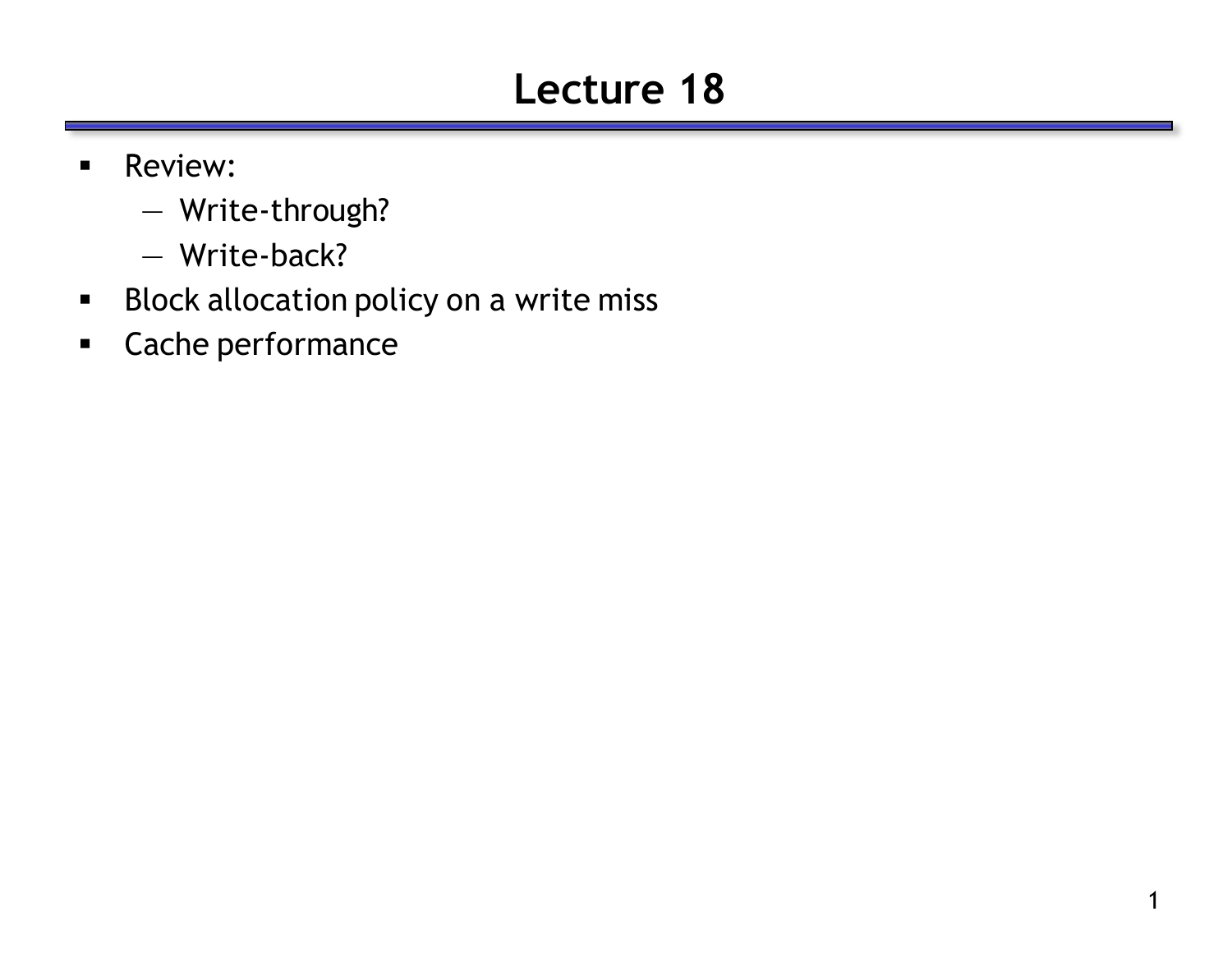# Lecture 18

- Review:
  - Write-through?
  - Write-back?
- Block allocation policy on a write miss
- Cache performance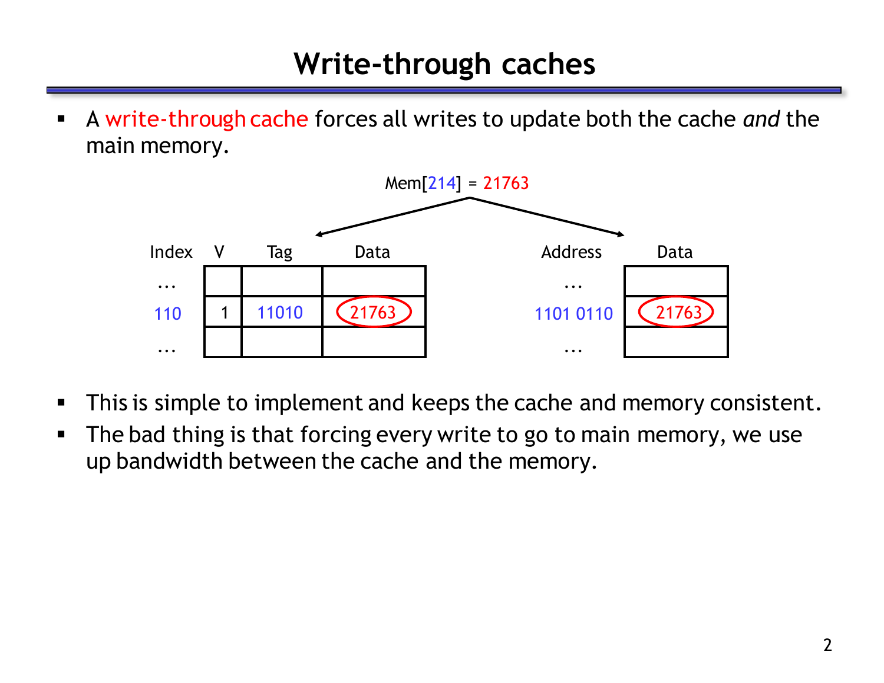# Write-through caches

- A write-through cache forces all writes to update both the cache *and* the main memory.

Mem[214] = 21763

| Index | V | Tag | Data |
|---|---|---|---|
| ... | | | |
| 110 | 1 | 11010 | 21763 |
| ... | | | |

| Address | Data |
|---|---|
| ... | |
| 1101 0110 | 21763 |
| ... | |

- This is simple to implement and keeps the cache and memory consistent.
- The bad thing is that forcing every write to go to main memory, we use up bandwidth between the cache and the memory.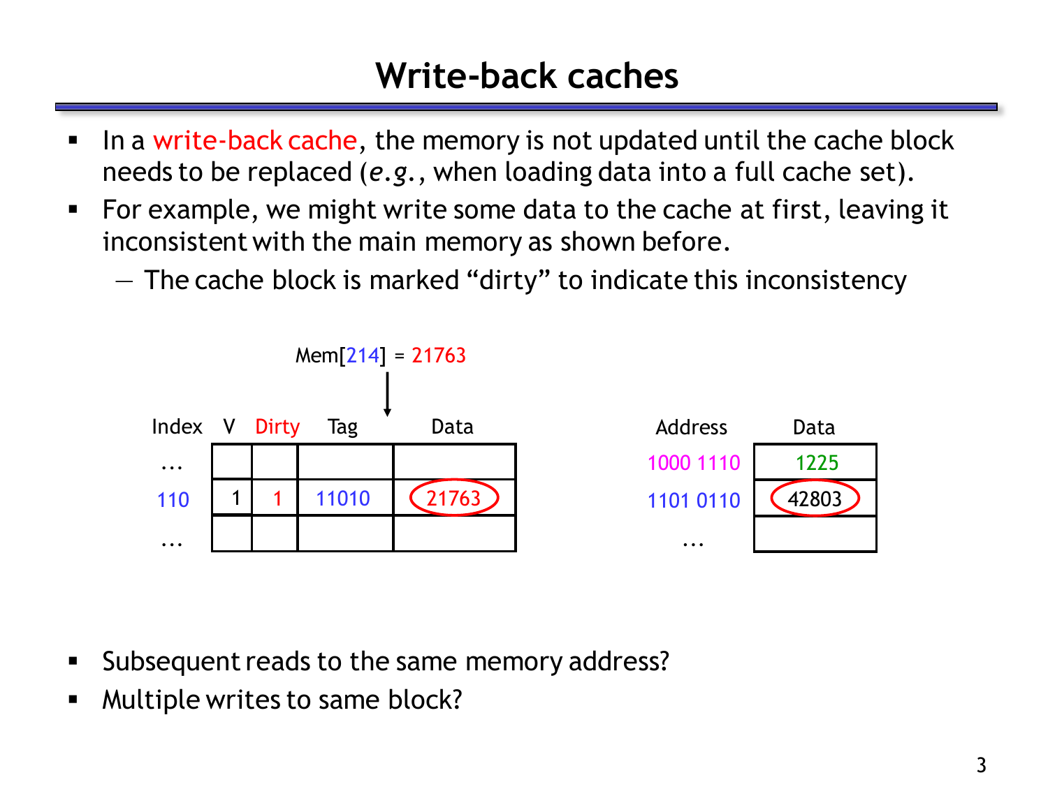# Write-back caches

- In a write-back cache, the memory is not updated until the cache block needs to be replaced (*e.g.*, when loading data into a full cache set).
- For example, we might write some data to the cache at first, leaving it inconsistent with the main memory as shown before.
  - The cache block is marked "dirty" to indicate this inconsistency

Mem[214] = 21763

| Index | V | Dirty | Tag | Data |
|---|---|---|---|---|
| ... | | | | |
| 110 | 1 | 1 | 11010 | 21763 |
| ... | | | | |

| Address | Data |
|---|---|
| 1000 1110 | 1225 |
| 1101 0110 | 42803 |
| ... | |

- Subsequent reads to the same memory address?
- Multiple writes to same block?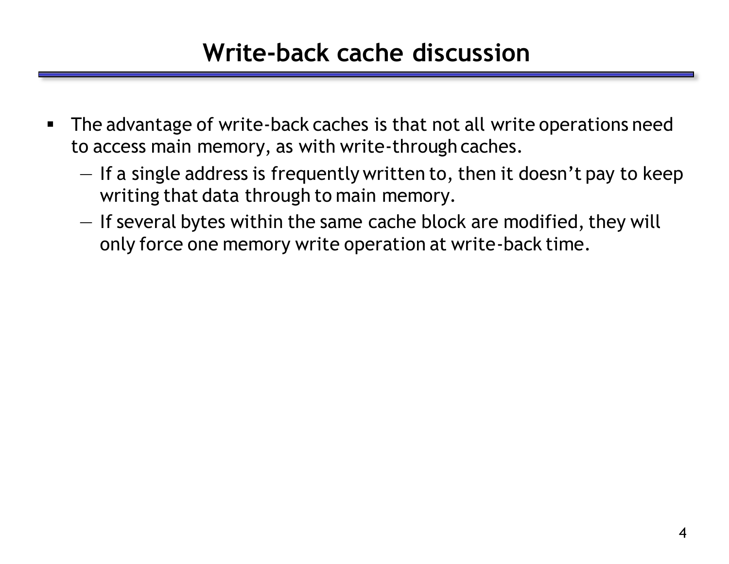# Write-back cache discussion

- The advantage of write-back caches is that not all write operations need to access main memory, as with write-through caches.
  - If a single address is frequently written to, then it doesn't pay to keep writing that data through to main memory.
  - If several bytes within the same cache block are modified, they will only force one memory write operation at write-back time.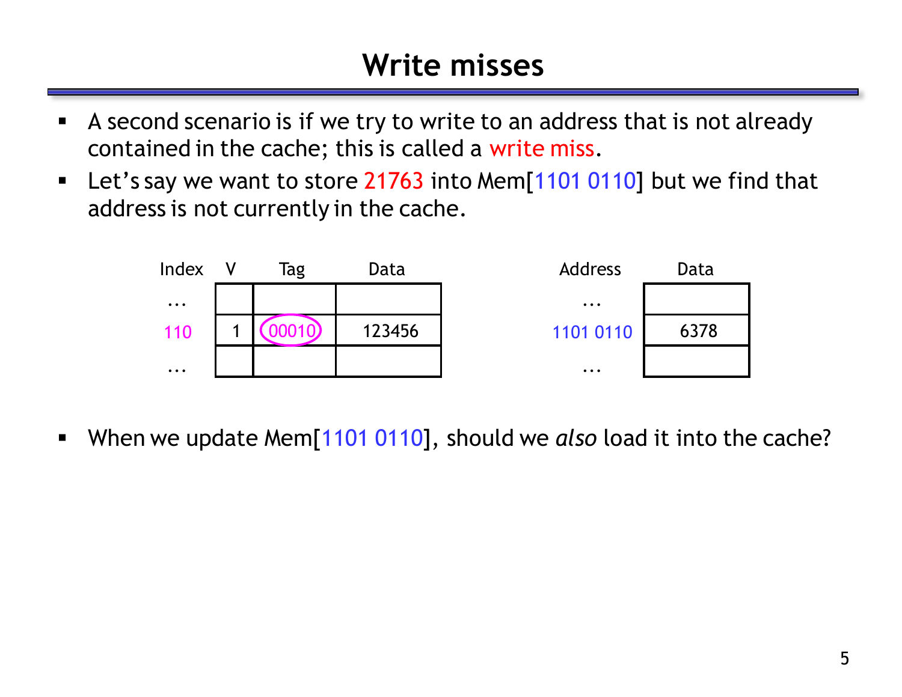# Write misses

- A second scenario is if we try to write to an address that is not already contained in the cache; this is called a write miss.
- Let's say we want to store 21763 into Mem[1101 0110] but we find that address is not currently in the cache.

| Index | V | Tag | Data |
|---|---|---|---|
| ... | | | |
| 110 | 1 | 00010 | 123456 |
| ... | | | |

| Address | Data |
|---|---|
| ... | |
| 1101 0110 | 6378 |
| ... | |

- When we update Mem[1101 0110], should we *also* load it into the cache?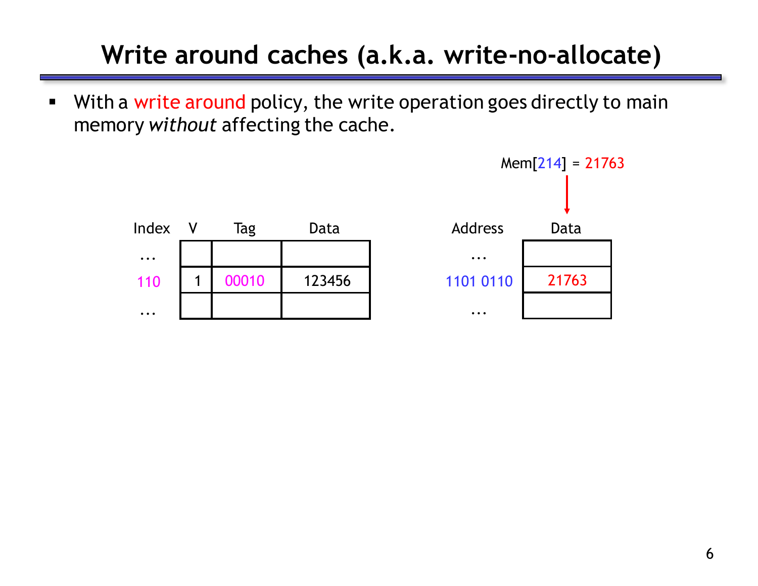# Write around caches (a.k.a. write-no-allocate)

- With a write around policy, the write operation goes directly to main memory *without* affecting the cache.

Mem[214] = 21763

| Index | V | Tag | Data |
|---|---|---|---|
| ... | | | |
| 110 | 1 | 00010 | 123456 |
| ... | | | |

| Address | Data |
|---|---|
| ... | |
| 1101 0110 | 21763 |
| ... | |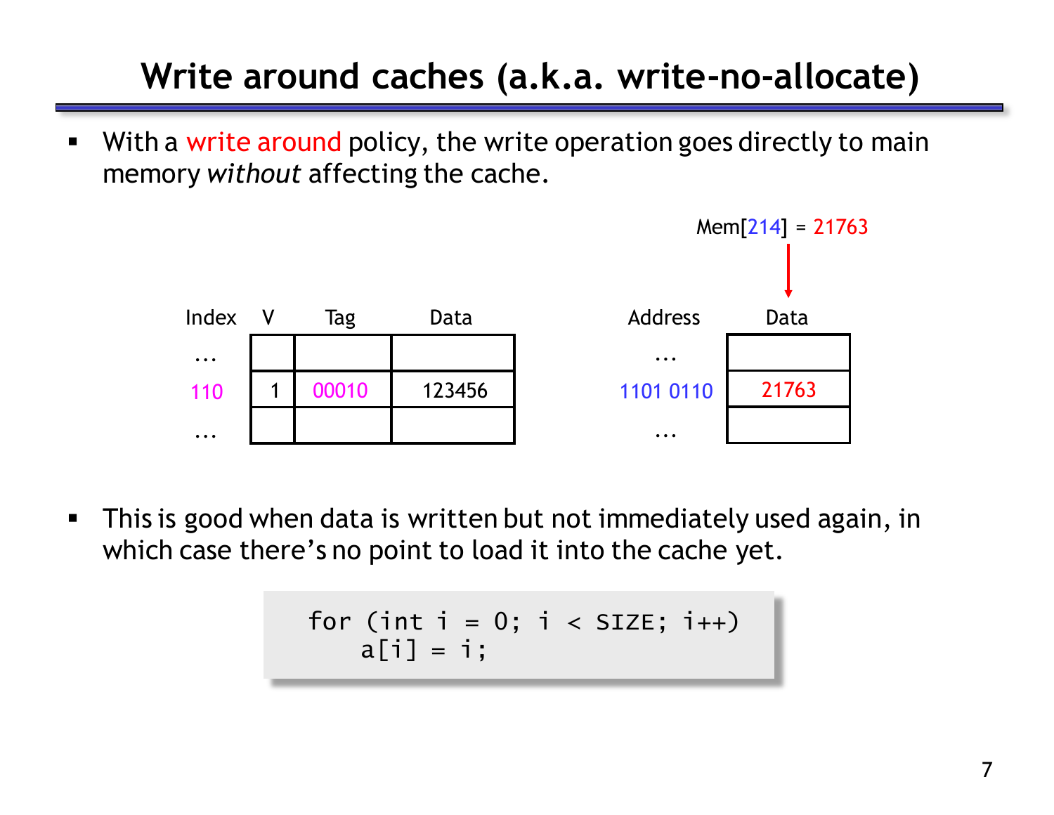# Write around caches (a.k.a. write-no-allocate)

- With a write around policy, the write operation goes directly to main memory *without* affecting the cache.

Mem[214] = 21763

| Index | V | Tag | Data |
|---|---|---|---|
| ... | | | |
| 110 | 1 | 00010 | 123456 |
| ... | | | |

| Address | Data |
|---|---|
| ... | |
| 1101 0110 | 21763 |
| ... | |

- This is good when data is written but not immediately used again, in which case there's no point to load it into the cache yet.

```
for (int i = 0; i < SIZE; i++)
    a[i] = i;
```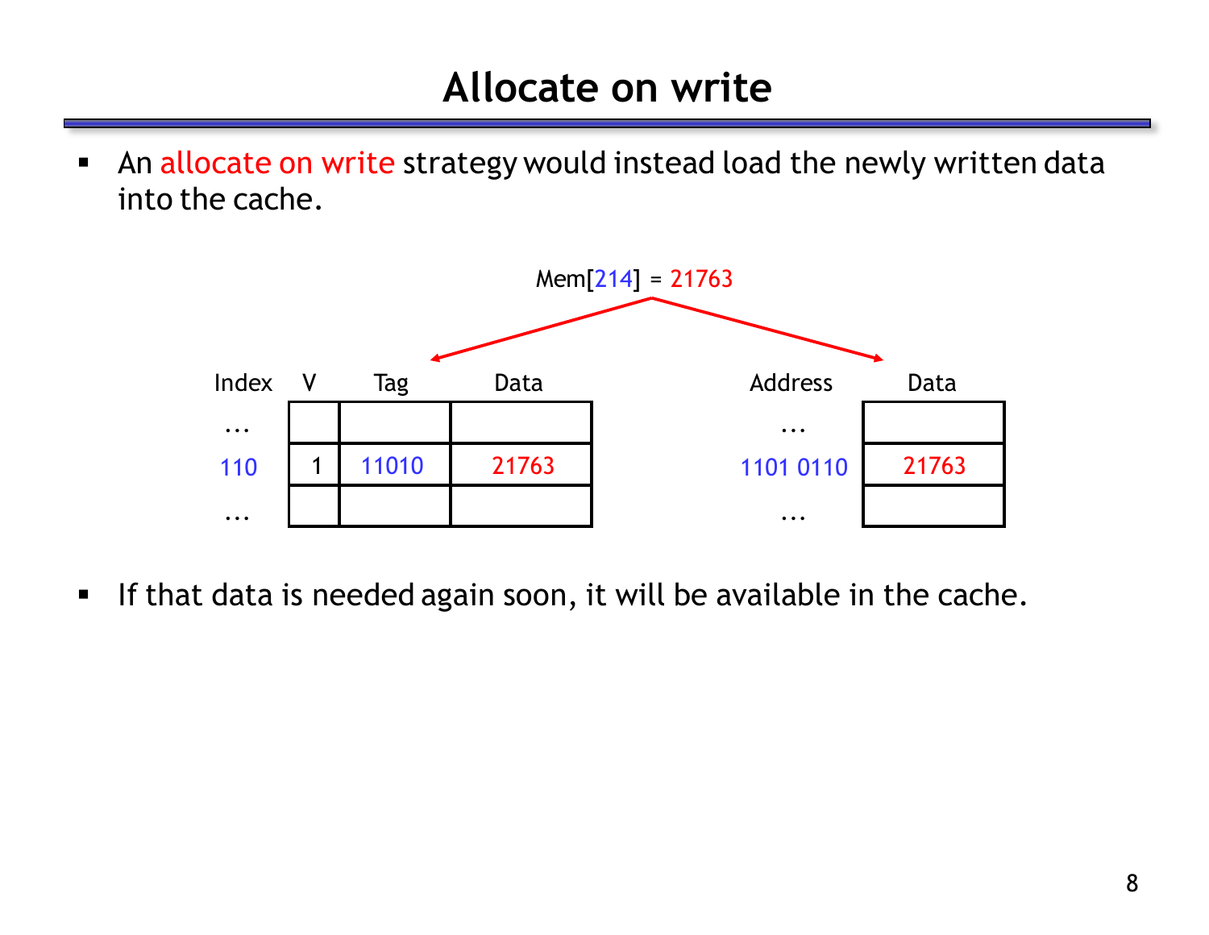# Allocate on write

- An allocate on write strategy would instead load the newly written data into the cache.

Mem[214] = 21763

| Index | V | Tag | Data |
|---|---|---|---|
| ... | | | |
| 110 | 1 | 11010 | 21763 |
| ... | | | |

| Address | Data |
|---|---|
| ... | |
| 1101 0110 | 21763 |
| ... | |

- If that data is needed again soon, it will be available in the cache.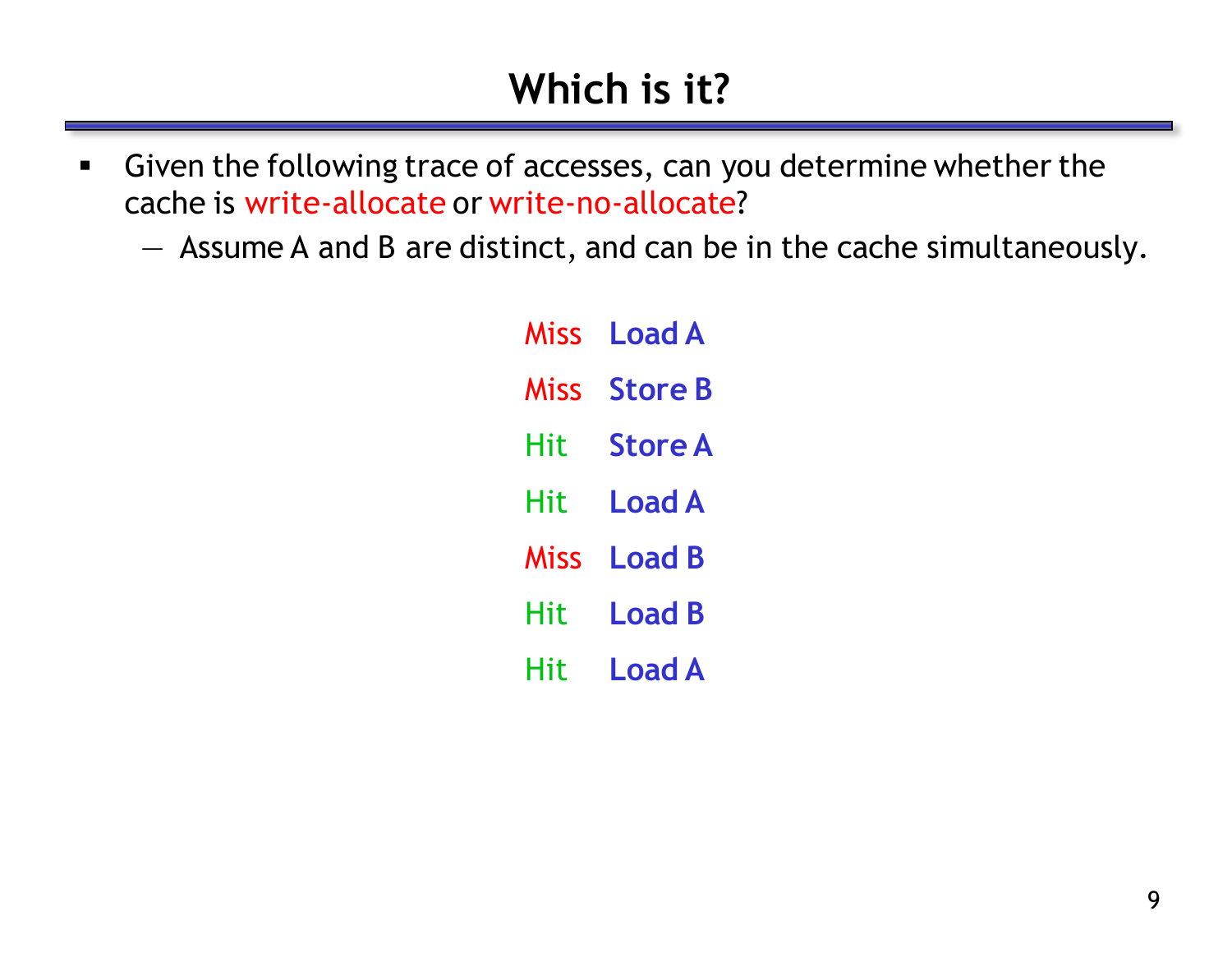# Which is it?

- Given the following trace of accesses, can you determine whether the cache is write-allocate or write-no-allocate?
  - Assume A and B are distinct, and can be in the cache simultaneously.

| | |
|---|---|
| Miss | Load A |
| Miss | Store B |
| Hit | Store A |
| Hit | Load A |
| Miss | Load B |
| Hit | Load B |
| Hit | Load A |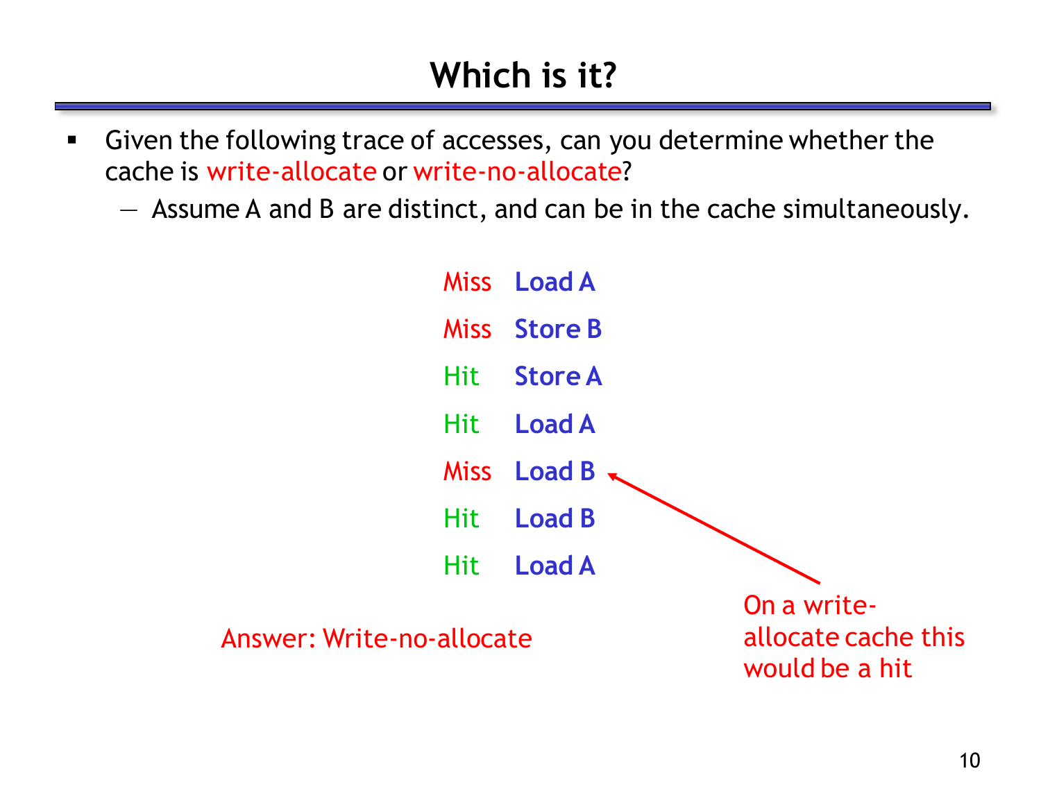# Which is it?

- Given the following trace of accesses, can you determine whether the cache is write-allocate or write-no-allocate?
  - Assume A and B are distinct, and can be in the cache simultaneously.

| | |
|---|---|
| Miss | Load A |
| Miss | Store B |
| Hit | Store A |
| Hit | Load A |
| Miss | Load B |
| Hit | Load B |
| Hit | Load A |

On a write-allocate cache this would be a hit

Answer: Write-no-allocate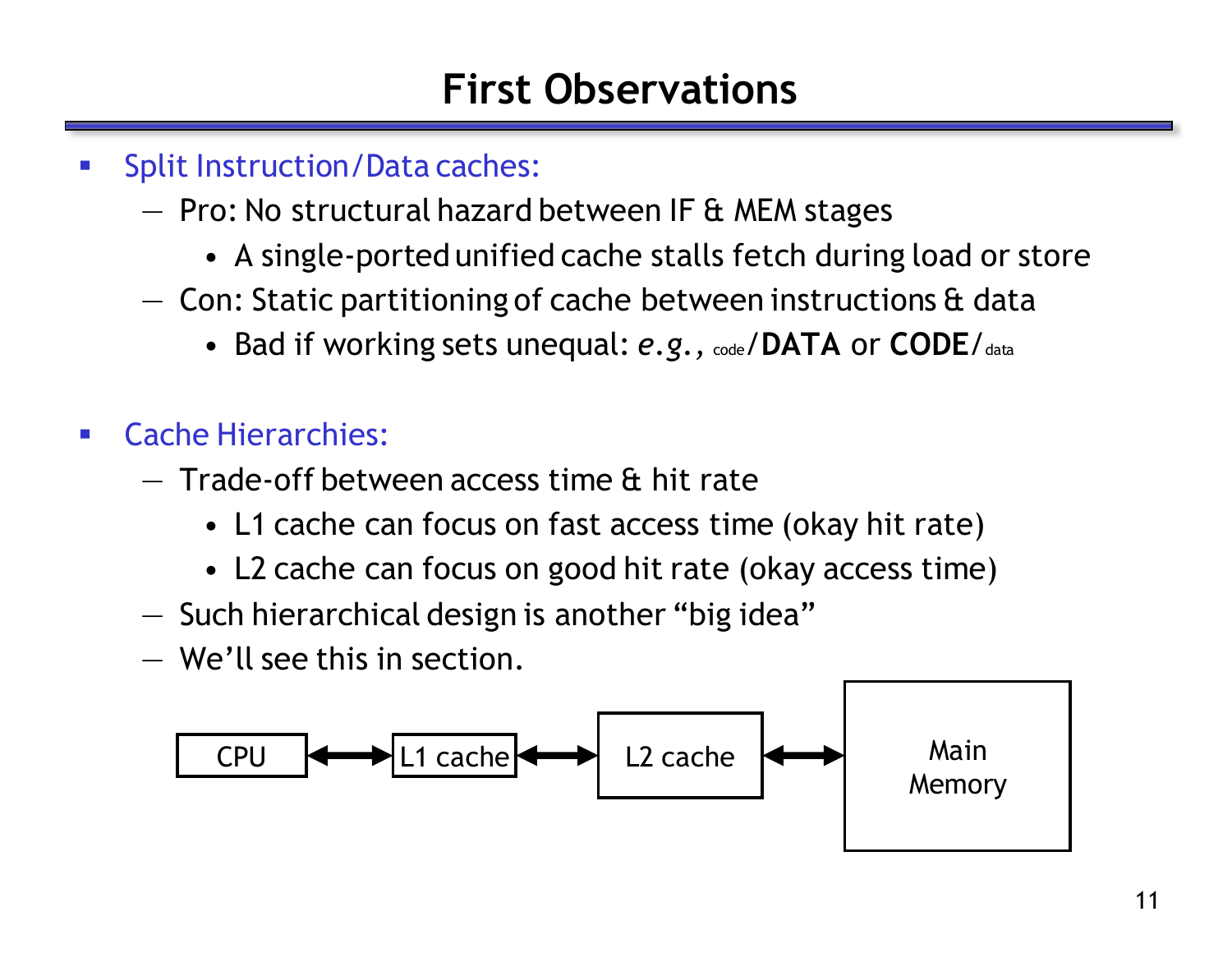# First Observations

- Split Instruction/Data caches:
  - Pro: No structural hazard between IF & MEM stages
    - A single-ported unified cache stalls fetch during load or store
  - Con: Static partitioning of cache between instructions & data
    - Bad if working sets unequal: *e.g.,* code/**DATA** or **CODE**/data

- Cache Hierarchies:
  - Trade-off between access time & hit rate
    - L1 cache can focus on fast access time (okay hit rate)
    - L2 cache can focus on good hit rate (okay access time)
  - Such hierarchical design is another "big idea"
  - We'll see this in section.

CPU ⟷ L1 cache ⟷ L2 cache ⟷ Main Memory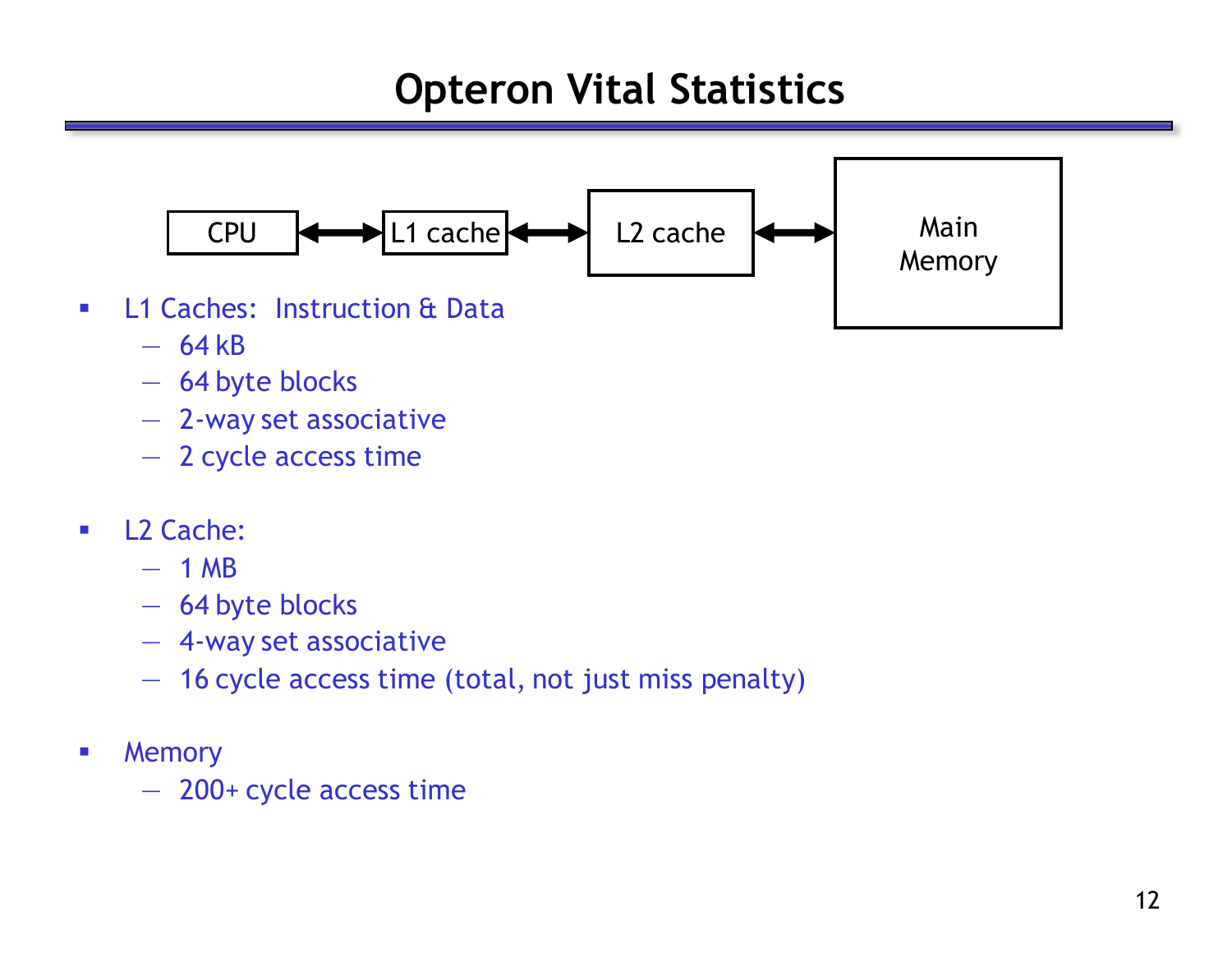# Opteron Vital Statistics

CPU ⟷ L1 cache ⟷ L2 cache ⟷ Main Memory

- L1 Caches: Instruction & Data
  - 64 kB
  - 64 byte blocks
  - 2-way set associative
  - 2 cycle access time

- L2 Cache:
  - 1 MB
  - 64 byte blocks
  - 4-way set associative
  - 16 cycle access time (total, not just miss penalty)

- Memory
  - 200+ cycle access time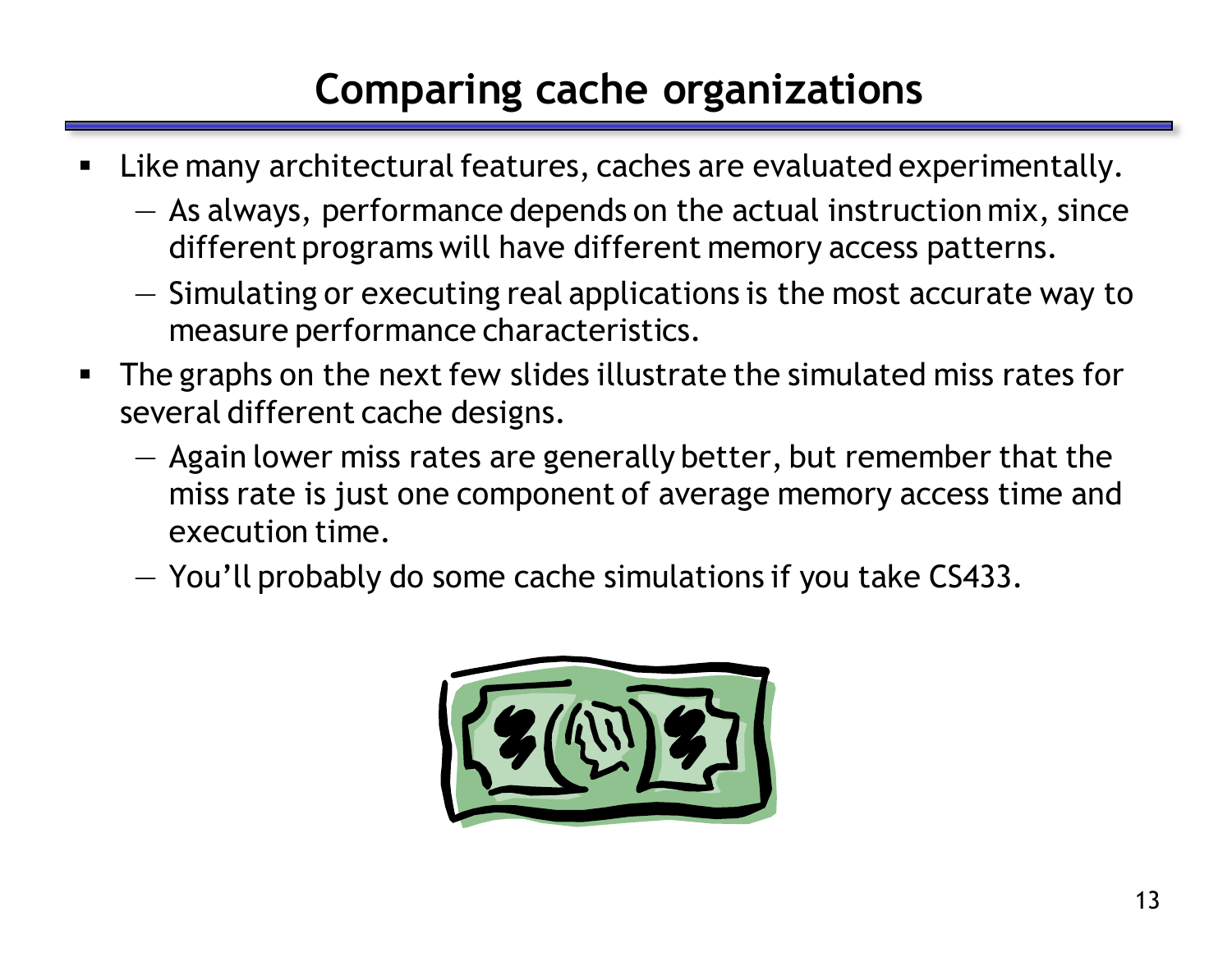# Comparing cache organizations

- Like many architectural features, caches are evaluated experimentally.
  - As always, performance depends on the actual instruction mix, since different programs will have different memory access patterns.
  - Simulating or executing real applications is the most accurate way to measure performance characteristics.
- The graphs on the next few slides illustrate the simulated miss rates for several different cache designs.
  - Again lower miss rates are generally better, but remember that the miss rate is just one component of average memory access time and execution time.
  - You'll probably do some cache simulations if you take CS433.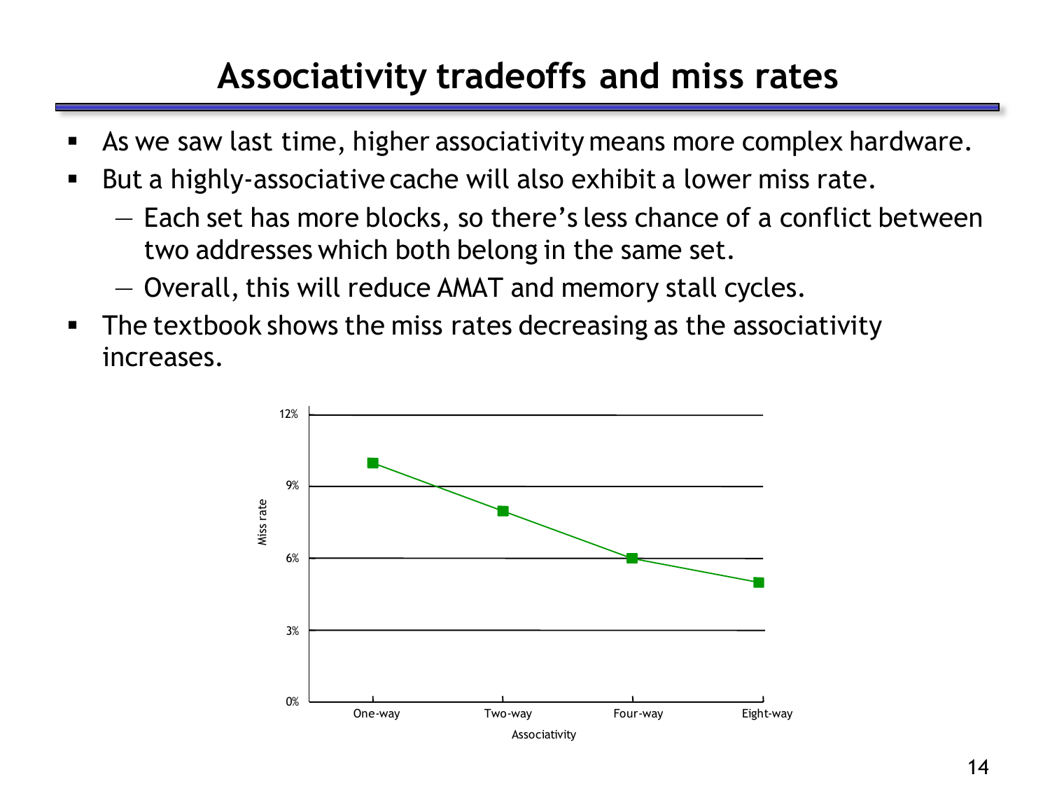# Associativity tradeoffs and miss rates

- As we saw last time, higher associativity means more complex hardware.
- But a highly-associative cache will also exhibit a lower miss rate.
  - Each set has more blocks, so there's less chance of a conflict between two addresses which both belong in the same set.
  - Overall, this will reduce AMAT and memory stall cycles.
- The textbook shows the miss rates decreasing as the associativity increases.

12%
9%
6%
3%
0%
Miss rate
One-way
Two-way
Four-way
Eight-way
Associativity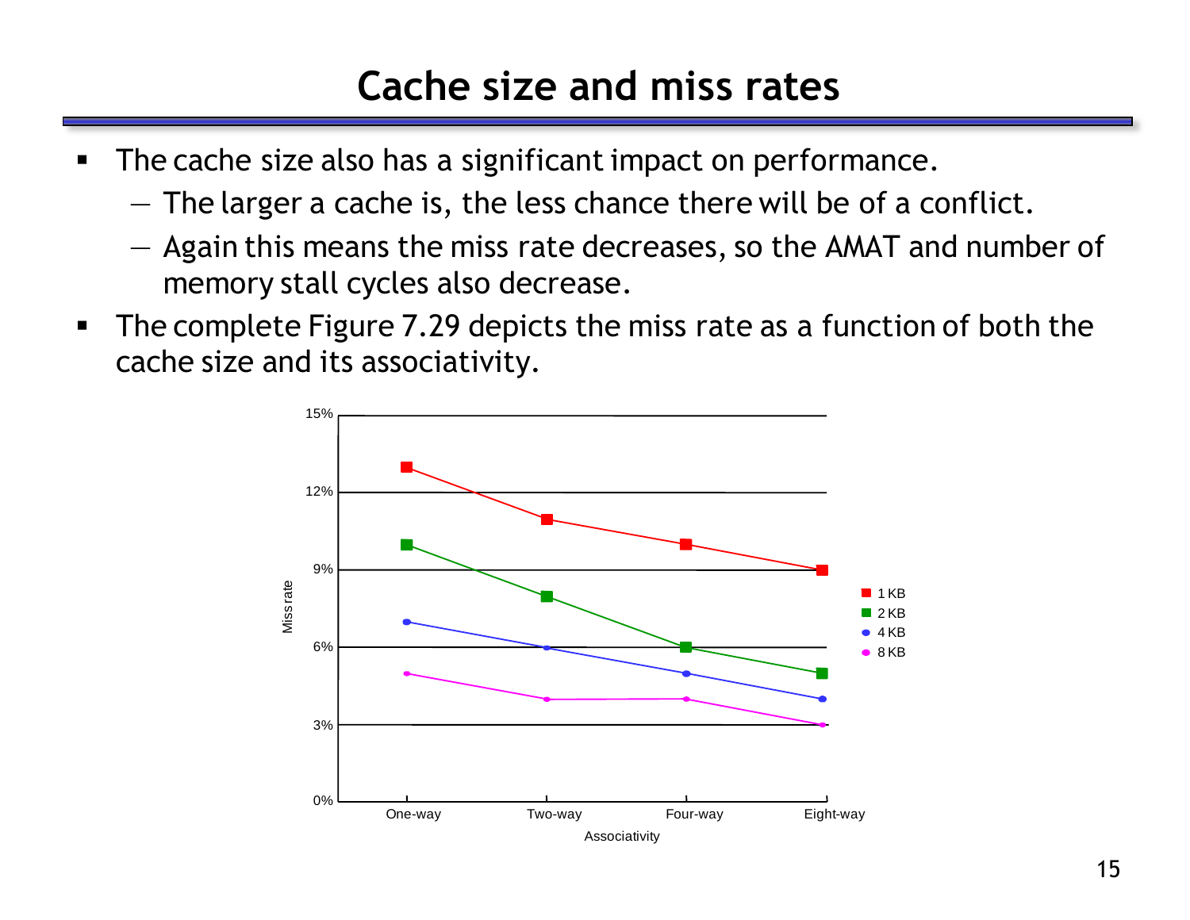# Cache size and miss rates

- The cache size also has a significant impact on performance.
  - The larger a cache is, the less chance there will be of a conflict.
  - Again this means the miss rate decreases, so the AMAT and number of memory stall cycles also decrease.
- The complete Figure 7.29 depicts the miss rate as a function of both the cache size and its associativity.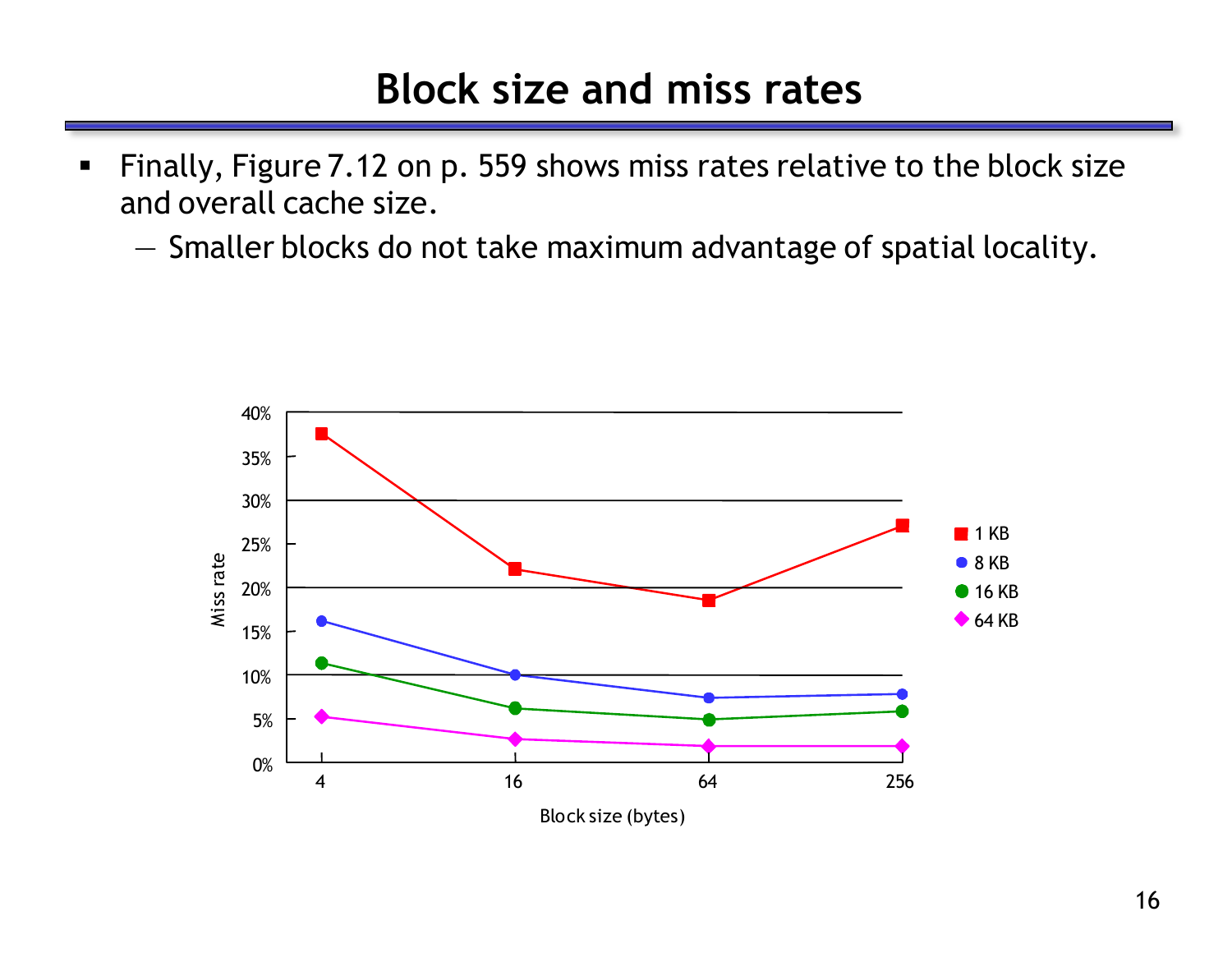# Block size and miss rates

- Finally, Figure 7.12 on p. 559 shows miss rates relative to the block size and overall cache size.
  - Smaller blocks do not take maximum advantage of spatial locality.

40%
35%
30%
25%
20%
15%
10%
5%
0%

Miss rate

4
16
64
256

Block size (bytes)

1 KB
8 KB
16 KB
64 KB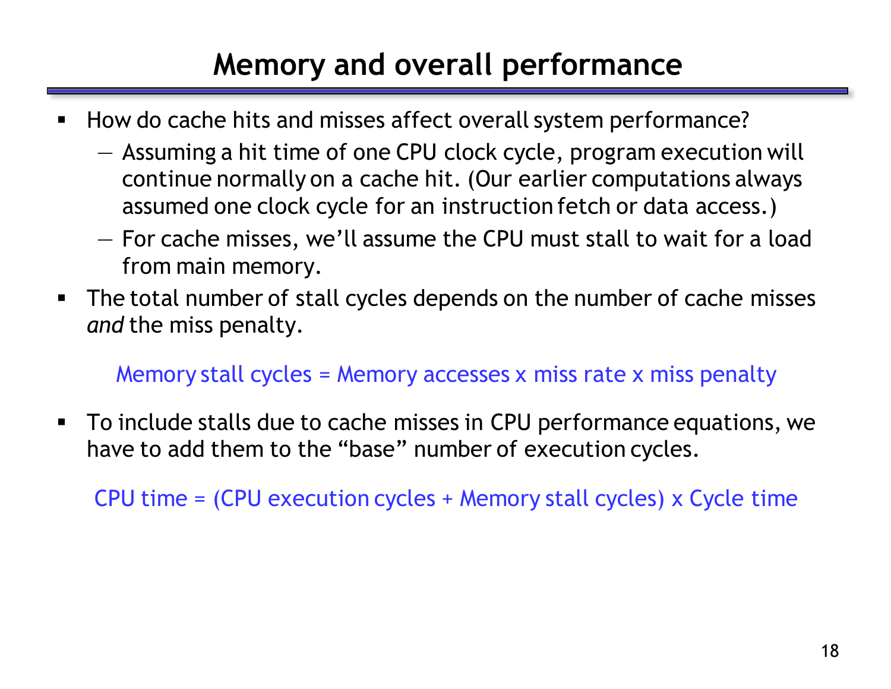# Memory and overall performance

- How do cache hits and misses affect overall system performance?
  - Assuming a hit time of one CPU clock cycle, program execution will continue normally on a cache hit. (Our earlier computations always assumed one clock cycle for an instruction fetch or data access.)
  - For cache misses, we'll assume the CPU must stall to wait for a load from main memory.
- The total number of stall cycles depends on the number of cache misses *and* the miss penalty.

Memory stall cycles = Memory accesses x miss rate x miss penalty

- To include stalls due to cache misses in CPU performance equations, we have to add them to the "base" number of execution cycles.

CPU time = (CPU execution cycles + Memory stall cycles) x Cycle time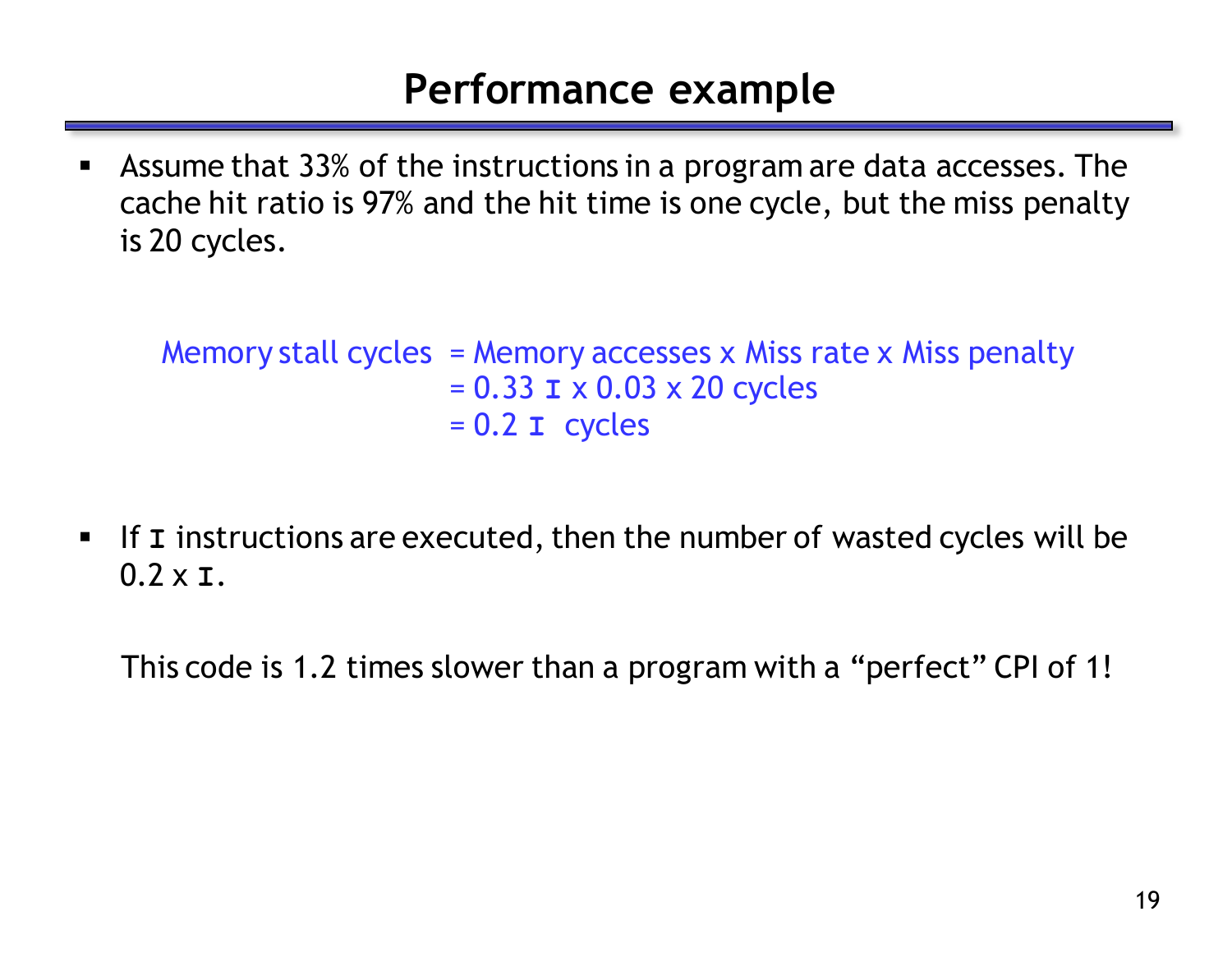# Performance example

- Assume that 33% of the instructions in a program are data accesses. The cache hit ratio is 97% and the hit time is one cycle, but the miss penalty is 20 cycles.

$$
\begin{aligned}
\text{Memory stall cycles} &= \text{Memory accesses} \times \text{Miss rate} \times \text{Miss penalty} \\
&= 0.33\ \mathtt{I} \times 0.03 \times 20 \text{ cycles} \\
&= 0.2\ \mathtt{I} \text{ cycles}
\end{aligned}
$$

- If $\mathtt{I}$ instructions are executed, then the number of wasted cycles will be $0.2 \times \mathtt{I}$.

  This code is 1.2 times slower than a program with a “perfect” CPI of 1!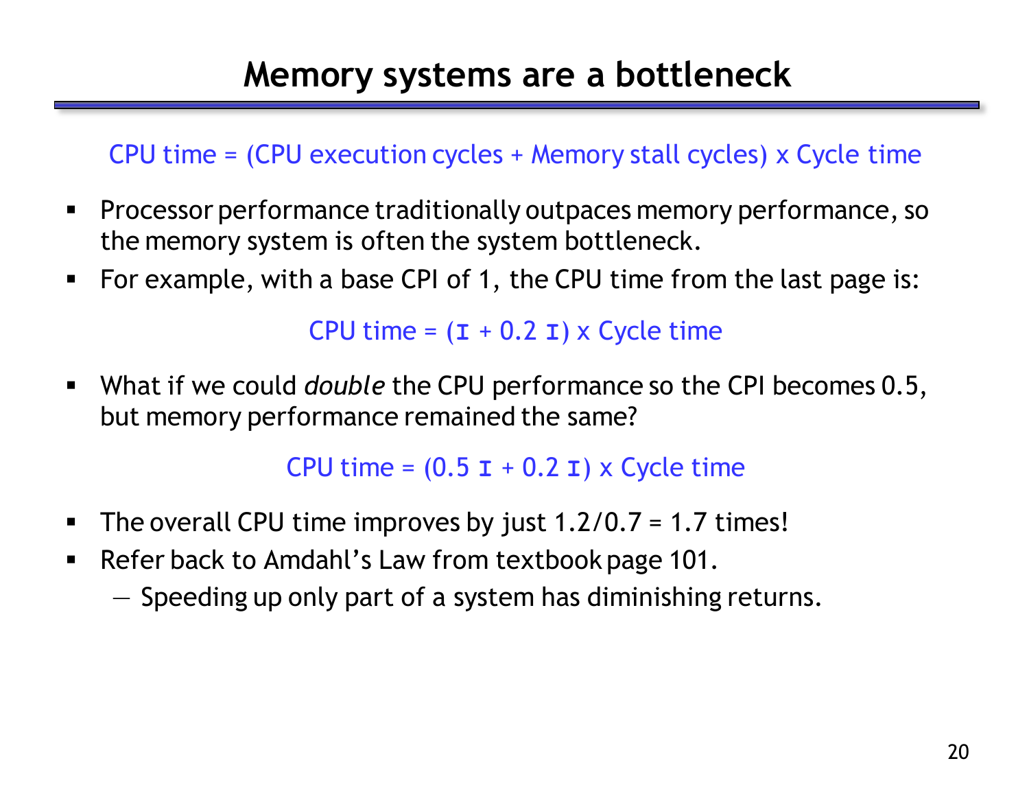# Memory systems are a bottleneck

$$\text{CPU time} = (\text{CPU execution cycles} + \text{Memory stall cycles}) \times \text{Cycle time}$$

- Processor performance traditionally outpaces memory performance, so the memory system is often the system bottleneck.
- For example, with a base CPI of 1, the CPU time from the last page is:

$$\text{CPU time} = (\mathtt{I} + 0.2\ \mathtt{I}) \times \text{Cycle time}$$

- What if we could *double* the CPU performance so the CPI becomes 0.5, but memory performance remained the same?

$$\text{CPU time} = (0.5\ \mathtt{I} + 0.2\ \mathtt{I}) \times \text{Cycle time}$$

- The overall CPU time improves by just 1.2/0.7 = 1.7 times!
- Refer back to Amdahl's Law from textbook page 101.
  - Speeding up only part of a system has diminishing returns.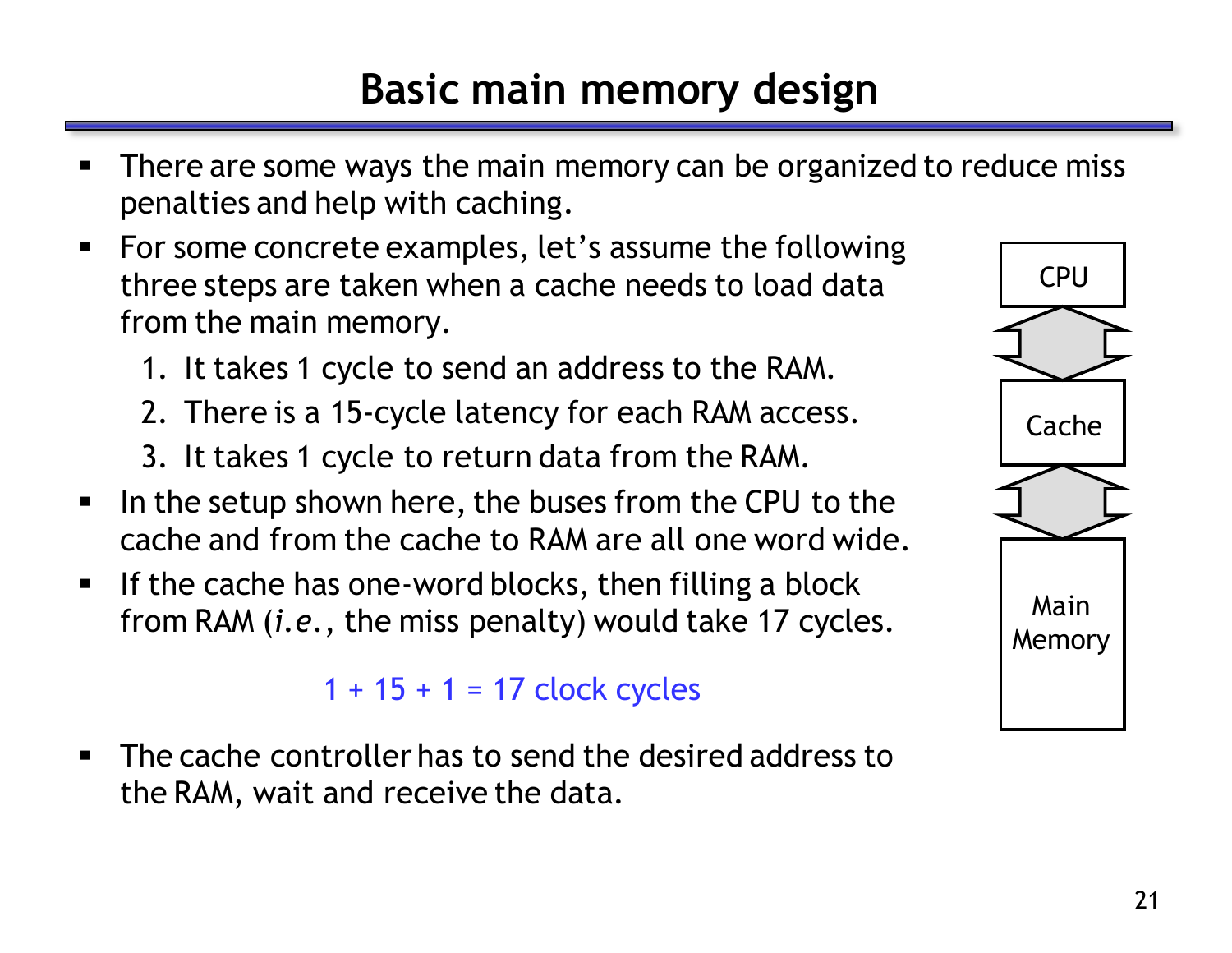# Basic main memory design

- There are some ways the main memory can be organized to reduce miss penalties and help with caching.
- For some concrete examples, let's assume the following three steps are taken when a cache needs to load data from the main memory.
  1. It takes 1 cycle to send an address to the RAM.
  2. There is a 15-cycle latency for each RAM access.
  3. It takes 1 cycle to return data from the RAM.
- In the setup shown here, the buses from the CPU to the cache and from the cache to RAM are all one word wide.
- If the cache has one-word blocks, then filling a block from RAM (*i.e.*, the miss penalty) would take 17 cycles.

  1 + 15 + 1 = 17 clock cycles

- The cache controller has to send the desired address to the RAM, wait and receive the data.

CPU

Cache

Main Memory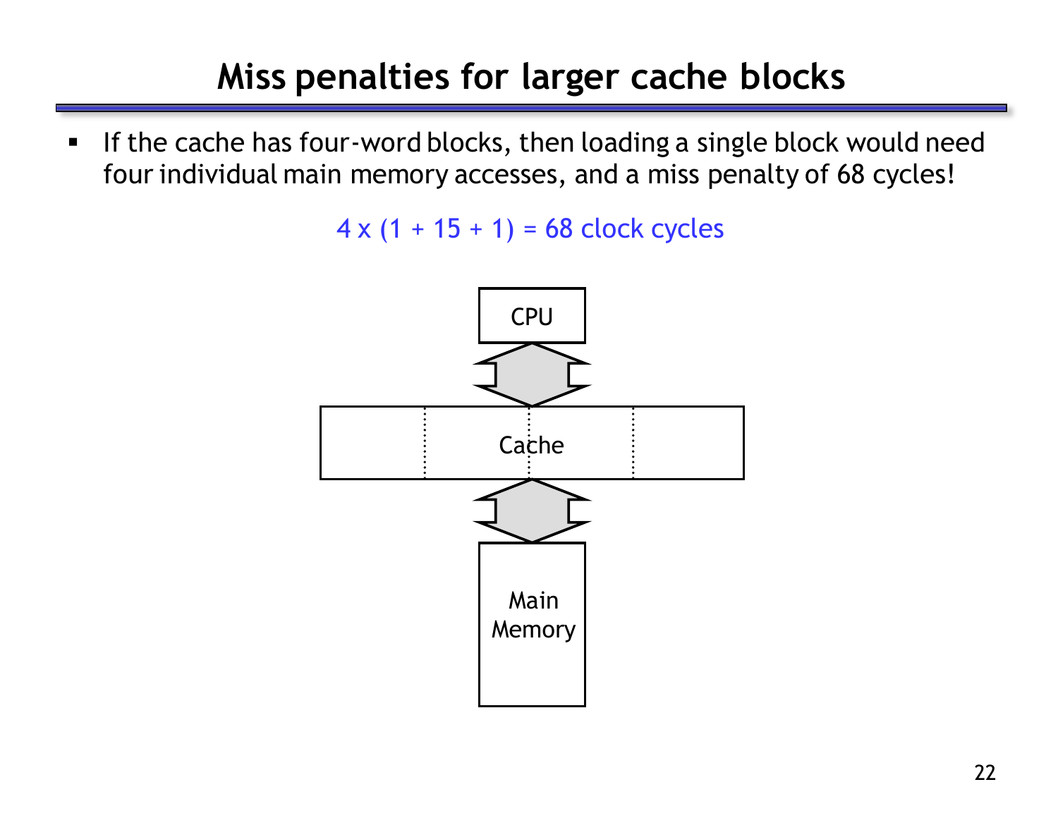# Miss penalties for larger cache blocks

- If the cache has four-word blocks, then loading a single block would need four individual main memory accesses, and a miss penalty of 68 cycles!

$$4 \times (1 + 15 + 1) = 68 \text{ clock cycles}$$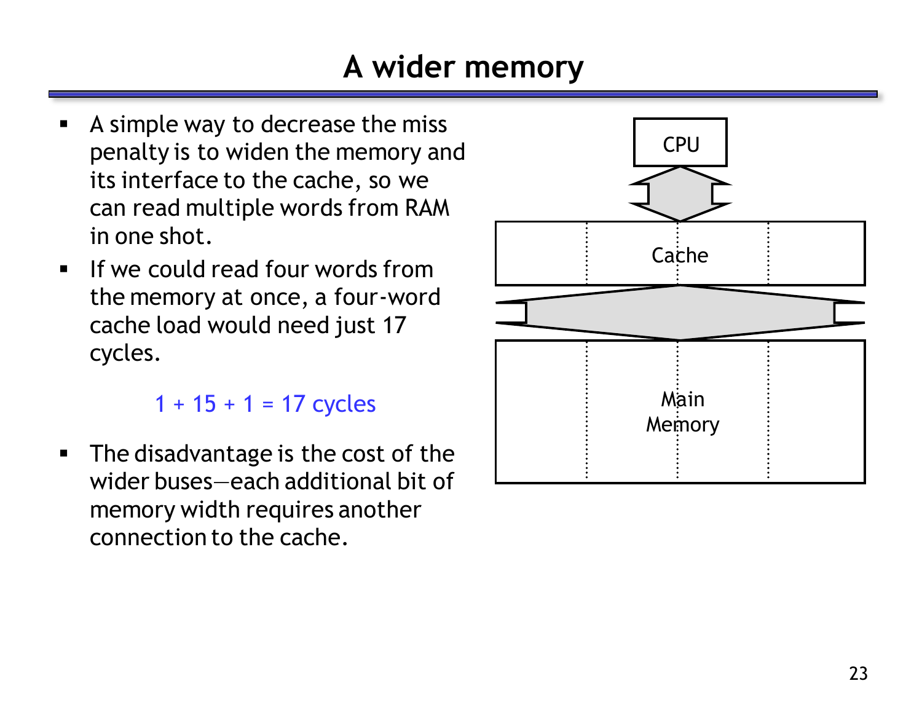# A wider memory

- A simple way to decrease the miss penalty is to widen the memory and its interface to the cache, so we can read multiple words from RAM in one shot.
- If we could read four words from the memory at once, a four-word cache load would need just 17 cycles.

  1 + 15 + 1 = 17 cycles

- The disadvantage is the cost of the wider buses—each additional bit of memory width requires another connection to the cache.

CPU

Cache

Main Memory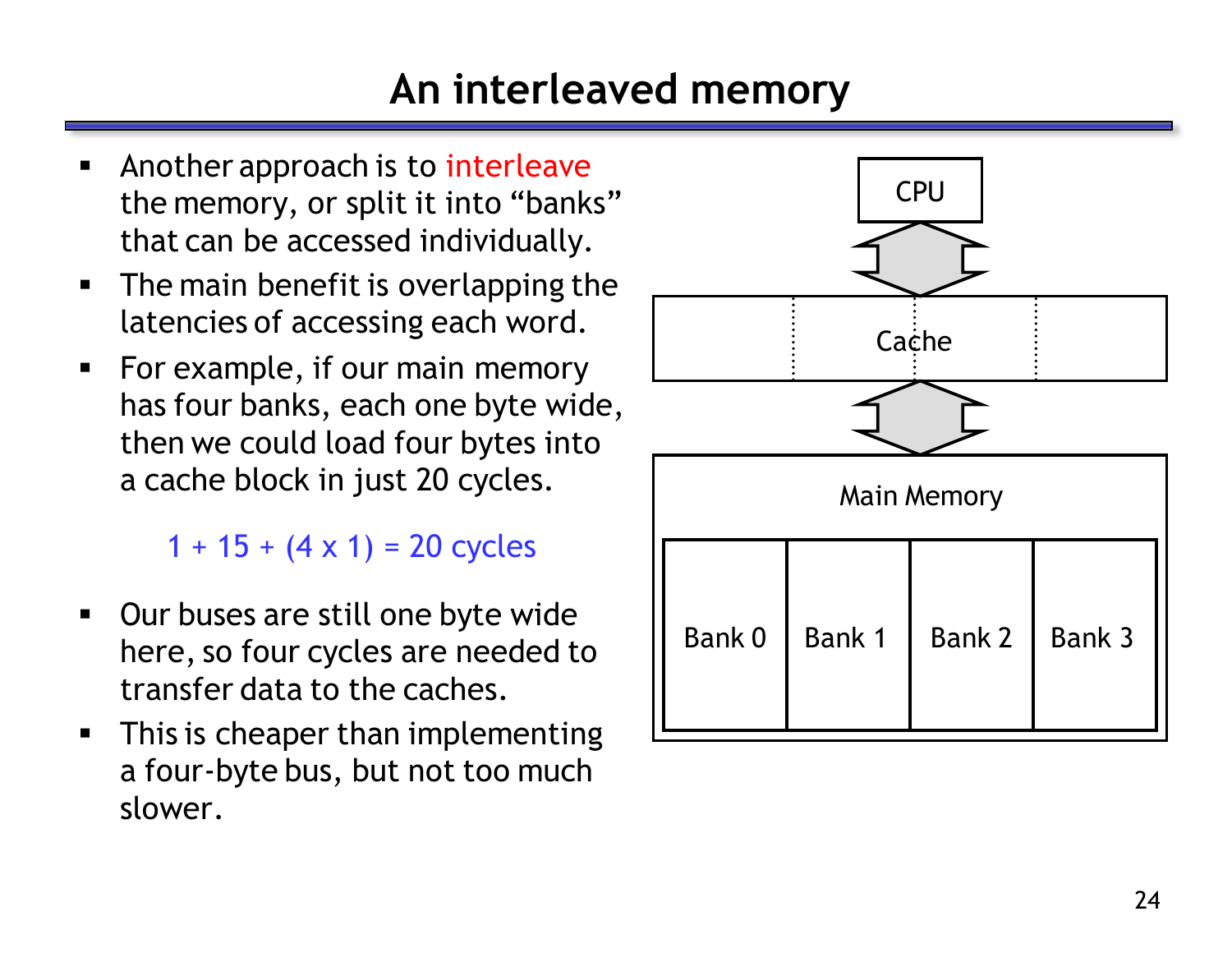# An interleaved memory

- Another approach is to interleave the memory, or split it into "banks" that can be accessed individually.
- The main benefit is overlapping the latencies of accessing each word.
- For example, if our main memory has four banks, each one byte wide, then we could load four bytes into a cache block in just 20 cycles.

$$1 + 15 + (4 \times 1) = 20 \text{ cycles}$$

- Our buses are still one byte wide here, so four cycles are needed to transfer data to the caches.
- This is cheaper than implementing a four-byte bus, but not too much slower.

CPU

Cache

Main Memory

Bank 0

Bank 1

Bank 2

Bank 3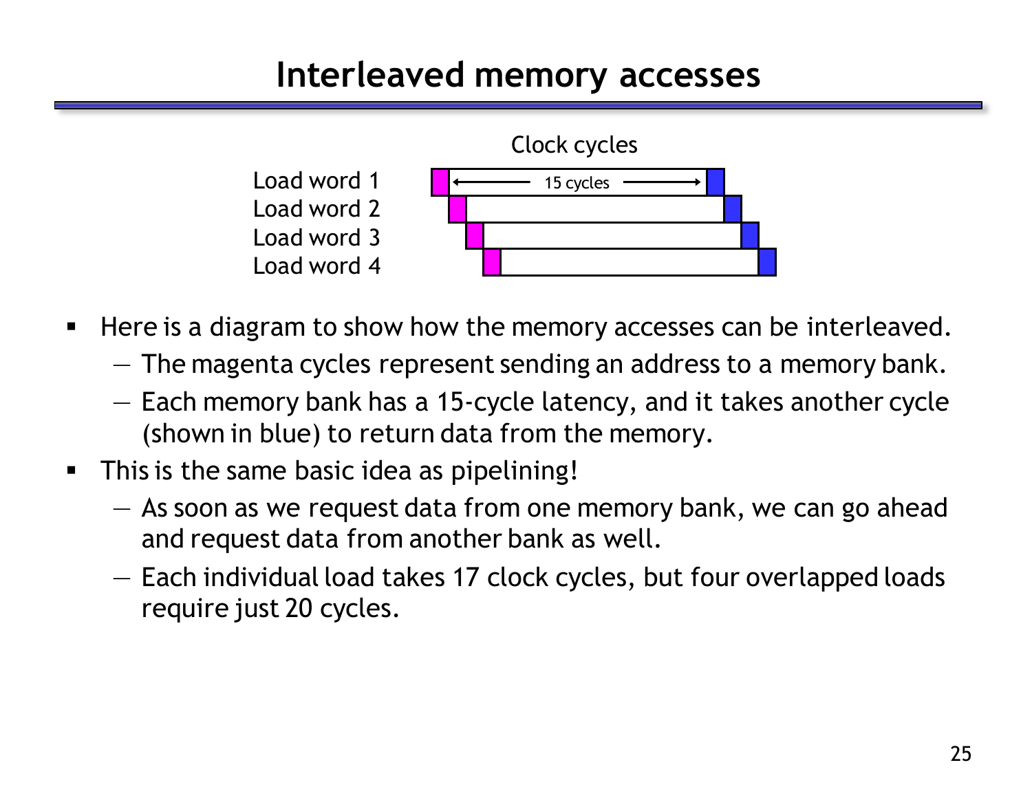# Interleaved memory accesses

Clock cycles

Load word 1
Load word 2
Load word 3
Load word 4

15 cycles

- Here is a diagram to show how the memory accesses can be interleaved.
  - The magenta cycles represent sending an address to a memory bank.
  - Each memory bank has a 15-cycle latency, and it takes another cycle (shown in blue) to return data from the memory.
- This is the same basic idea as pipelining!
  - As soon as we request data from one memory bank, we can go ahead and request data from another bank as well.
  - Each individual load takes 17 clock cycles, but four overlapped loads require just 20 cycles.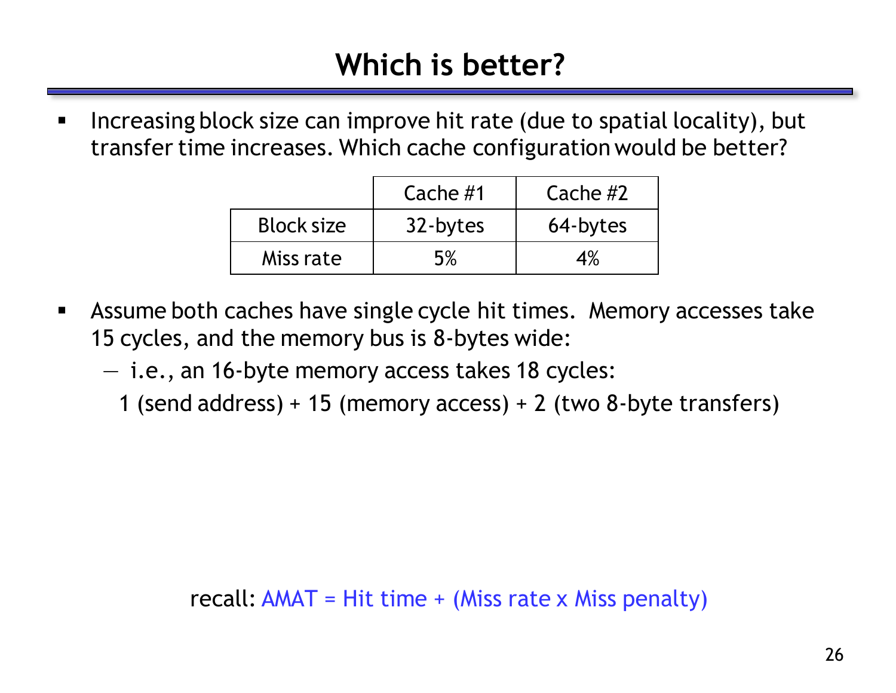# Which is better?

- Increasing block size can improve hit rate (due to spatial locality), but transfer time increases. Which cache configuration would be better?

| | Cache #1 | Cache #2 |
|---|---|---|
| Block size | 32-bytes | 64-bytes |
| Miss rate | 5% | 4% |

- Assume both caches have single cycle hit times. Memory accesses take 15 cycles, and the memory bus is 8-bytes wide:
  - i.e., an 16-byte memory access takes 18 cycles:

    1 (send address) + 15 (memory access) + 2 (two 8-byte transfers)

recall: AMAT = Hit time + (Miss rate x Miss penalty)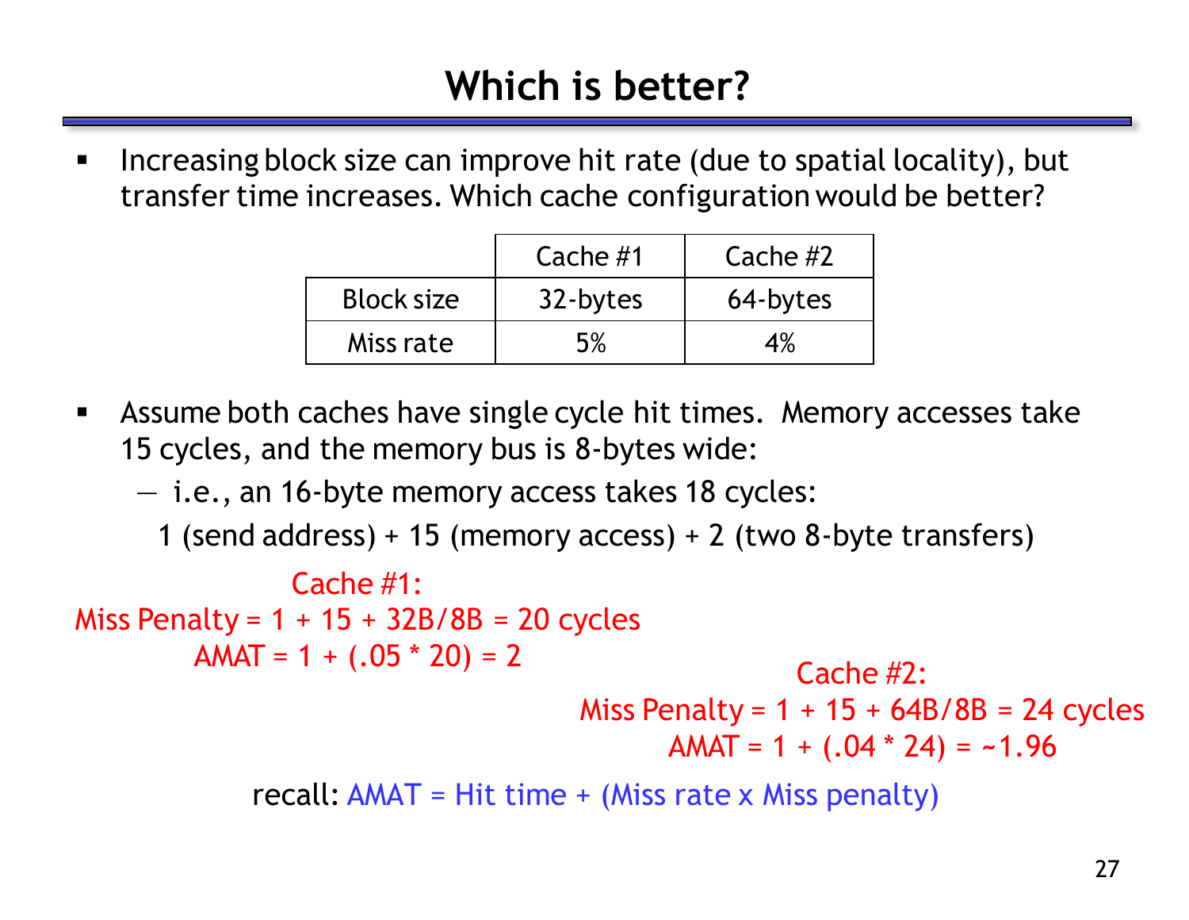# Which is better?

- Increasing block size can improve hit rate (due to spatial locality), but transfer time increases. Which cache configuration would be better?

| | Cache #1 | Cache #2 |
|---|---|---|
| Block size | 32-bytes | 64-bytes |
| Miss rate | 5% | 4% |

- Assume both caches have single cycle hit times. Memory accesses take 15 cycles, and the memory bus is 8-bytes wide:
  - i.e., an 16-byte memory access takes 18 cycles:

    1 (send address) + 15 (memory access) + 2 (two 8-byte transfers)

Cache #1:

Miss Penalty = 1 + 15 + 32B/8B = 20 cycles

AMAT = 1 + (.05 * 20) = 2

Cache #2:

Miss Penalty = 1 + 15 + 64B/8B = 24 cycles

AMAT = 1 + (.04 * 24) = ~1.96

recall: AMAT = Hit time + (Miss rate x Miss penalty)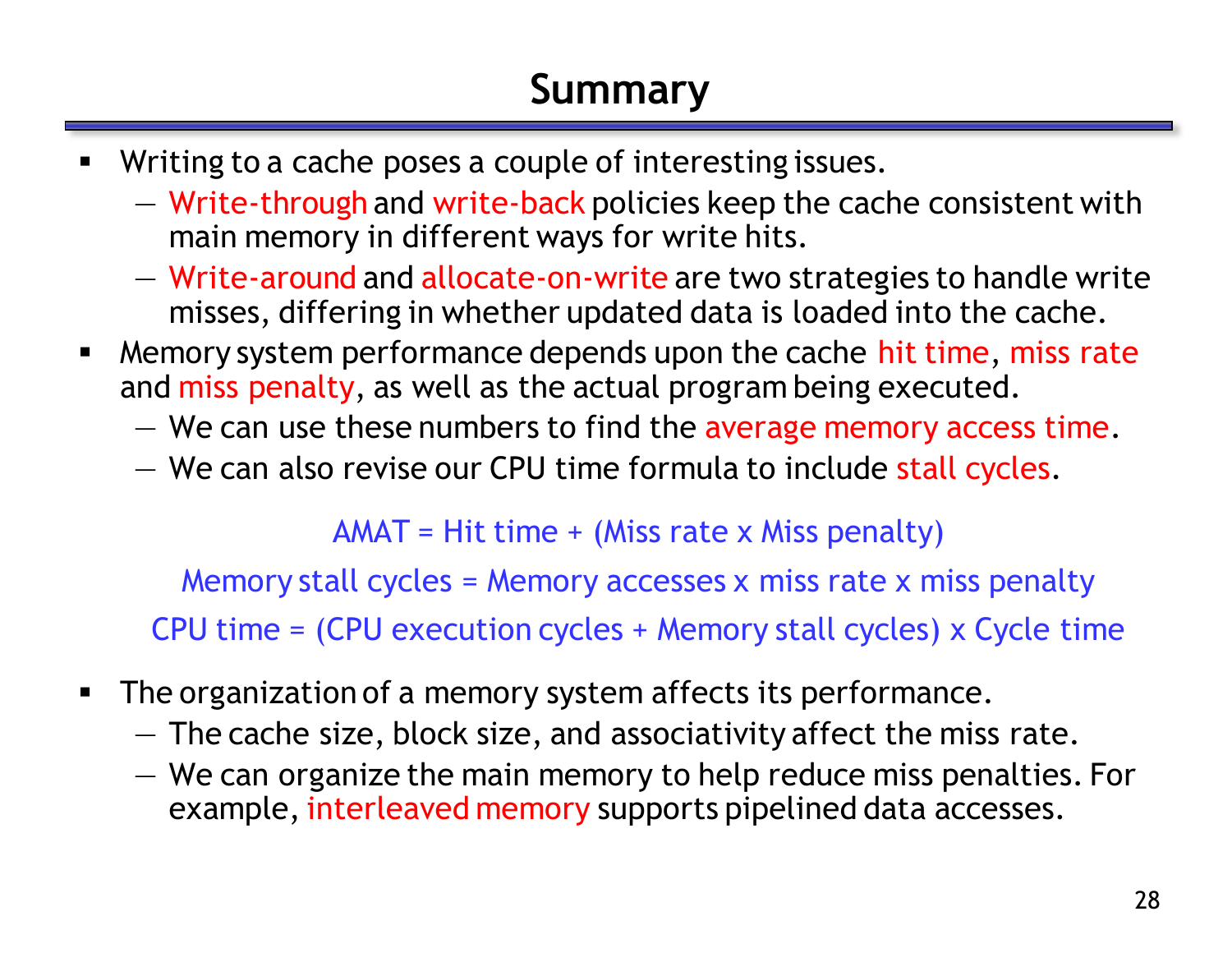# Summary

- Writing to a cache poses a couple of interesting issues.
  - Write-through and write-back policies keep the cache consistent with main memory in different ways for write hits.
  - Write-around and allocate-on-write are two strategies to handle write misses, differing in whether updated data is loaded into the cache.
- Memory system performance depends upon the cache hit time, miss rate and miss penalty, as well as the actual program being executed.
  - We can use these numbers to find the average memory access time.
  - We can also revise our CPU time formula to include stall cycles.

AMAT = Hit time + (Miss rate x Miss penalty)

Memory stall cycles = Memory accesses x miss rate x miss penalty

CPU time = (CPU execution cycles + Memory stall cycles) x Cycle time

- The organization of a memory system affects its performance.
  - The cache size, block size, and associativity affect the miss rate.
  - We can organize the main memory to help reduce miss penalties. For example, interleaved memory supports pipelined data accesses.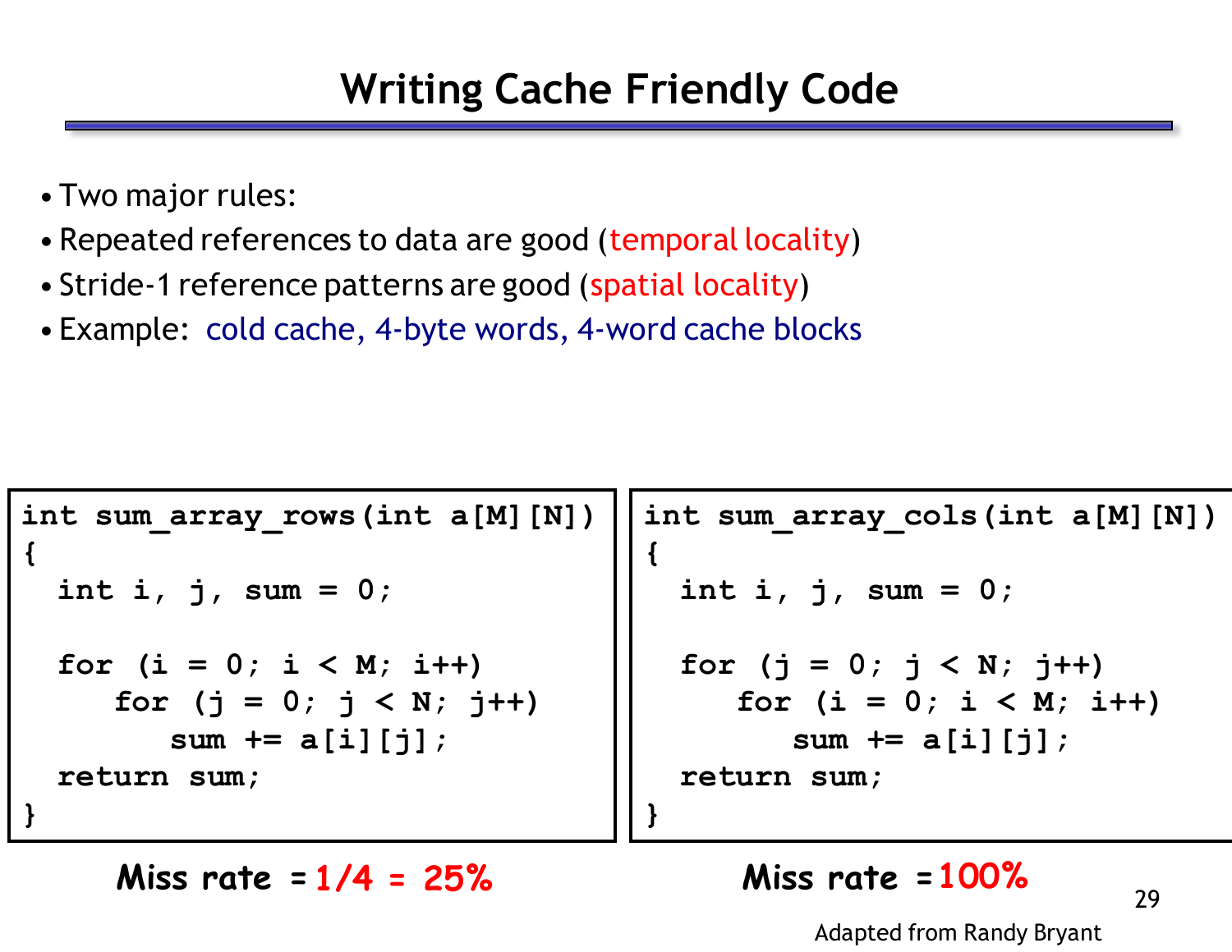# Writing Cache Friendly Code

- Two major rules:
- Repeated references to data are good (temporal locality)
- Stride-1 reference patterns are good (spatial locality)
- Example: cold cache, 4-byte words, 4-word cache blocks

```
int sum_array_rows(int a[M][N])
{
  int i, j, sum = 0;

  for (i = 0; i < M; i++)
     for (j = 0; j < N; j++)
        sum += a[i][j];
  return sum;
}
```

**Miss rate = 1/4 = 25%**

```
int sum_array_cols(int a[M][N])
{
  int i, j, sum = 0;

  for (j = 0; j < N; j++)
     for (i = 0; i < M; i++)
        sum += a[i][j];
  return sum;
}
```

**Miss rate = 100%**

Adapted from Randy Bryant